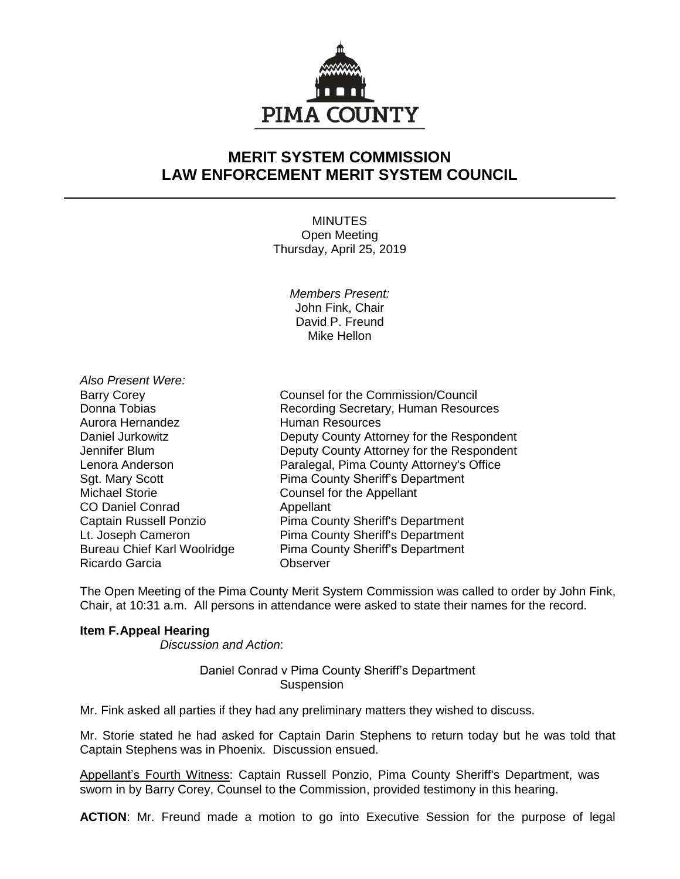PIMA COUNTY

# MERIT SYSTEM COMMISSION
# LAW ENFORCEMENT MERIT SYSTEM COUNCIL

MINUTES
Open Meeting
Thursday, April 25, 2019

*Members Present:*
John Fink, Chair
David P. Freund
Mike Hellon

*Also Present Were:*

| | |
|---|---|
| Barry Corey | Counsel for the Commission/Council |
| Donna Tobias | Recording Secretary, Human Resources |
| Aurora Hernandez | Human Resources |
| Daniel Jurkowitz | Deputy County Attorney for the Respondent |
| Jennifer Blum | Deputy County Attorney for the Respondent |
| Lenora Anderson | Paralegal, Pima County Attorney's Office |
| Sgt. Mary Scott | Pima County Sheriff's Department |
| Michael Storie | Counsel for the Appellant |
| CO Daniel Conrad | Appellant |
| Captain Russell Ponzio | Pima County Sheriff's Department |
| Lt. Joseph Cameron | Pima County Sheriff's Department |
| Bureau Chief Karl Woolridge | Pima County Sheriff's Department |
| Ricardo Garcia | Observer |

The Open Meeting of the Pima County Merit System Commission was called to order by John Fink, Chair, at 10:31 a.m. All persons in attendance were asked to state their names for the record.

**Item F. Appeal Hearing**

*Discussion and Action*:

Daniel Conrad v Pima County Sheriff's Department
Suspension

Mr. Fink asked all parties if they had any preliminary matters they wished to discuss.

Mr. Storie stated he had asked for Captain Darin Stephens to return today but he was told that Captain Stephens was in Phoenix. Discussion ensued.

Appellant's Fourth Witness: Captain Russell Ponzio, Pima County Sheriff's Department, was sworn in by Barry Corey, Counsel to the Commission, provided testimony in this hearing.

**ACTION**: Mr. Freund made a motion to go into Executive Session for the purpose of legal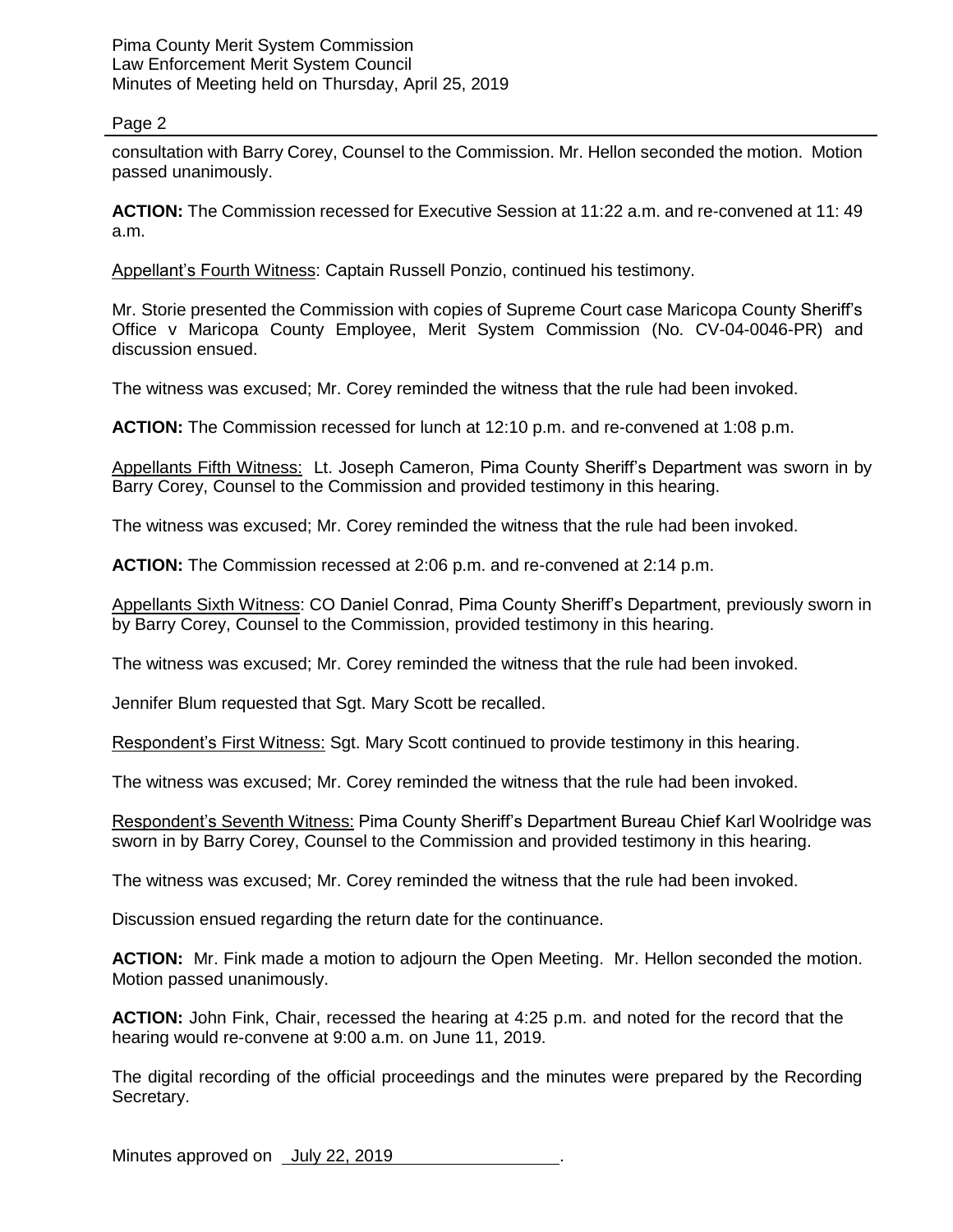consultation with Barry Corey, Counsel to the Commission. Mr. Hellon seconded the motion. Motion passed unanimously.

**ACTION:** The Commission recessed for Executive Session at 11:22 a.m. and re-convened at 11: 49 a.m.

Appellant's Fourth Witness: Captain Russell Ponzio, continued his testimony.

Mr. Storie presented the Commission with copies of Supreme Court case Maricopa County Sheriff's Office v Maricopa County Employee, Merit System Commission (No. CV-04-0046-PR) and discussion ensued.

The witness was excused; Mr. Corey reminded the witness that the rule had been invoked.

**ACTION:** The Commission recessed for lunch at 12:10 p.m. and re-convened at 1:08 p.m.

Appellants Fifth Witness: Lt. Joseph Cameron, Pima County Sheriff's Department was sworn in by Barry Corey, Counsel to the Commission and provided testimony in this hearing.

The witness was excused; Mr. Corey reminded the witness that the rule had been invoked.

**ACTION:** The Commission recessed at 2:06 p.m. and re-convened at 2:14 p.m.

Appellants Sixth Witness: CO Daniel Conrad, Pima County Sheriff's Department, previously sworn in by Barry Corey, Counsel to the Commission, provided testimony in this hearing.

The witness was excused; Mr. Corey reminded the witness that the rule had been invoked.

Jennifer Blum requested that Sgt. Mary Scott be recalled.

Respondent's First Witness: Sgt. Mary Scott continued to provide testimony in this hearing.

The witness was excused; Mr. Corey reminded the witness that the rule had been invoked.

Respondent's Seventh Witness: Pima County Sheriff's Department Bureau Chief Karl Woolridge was sworn in by Barry Corey, Counsel to the Commission and provided testimony in this hearing.

The witness was excused; Mr. Corey reminded the witness that the rule had been invoked.

Discussion ensued regarding the return date for the continuance.

**ACTION:** Mr. Fink made a motion to adjourn the Open Meeting. Mr. Hellon seconded the motion. Motion passed unanimously.

**ACTION:** John Fink, Chair, recessed the hearing at 4:25 p.m. and noted for the record that the hearing would re-convene at 9:00 a.m. on June 11, 2019.

The digital recording of the official proceedings and the minutes were prepared by the Recording Secretary.

Minutes approved on July 22, 2019.